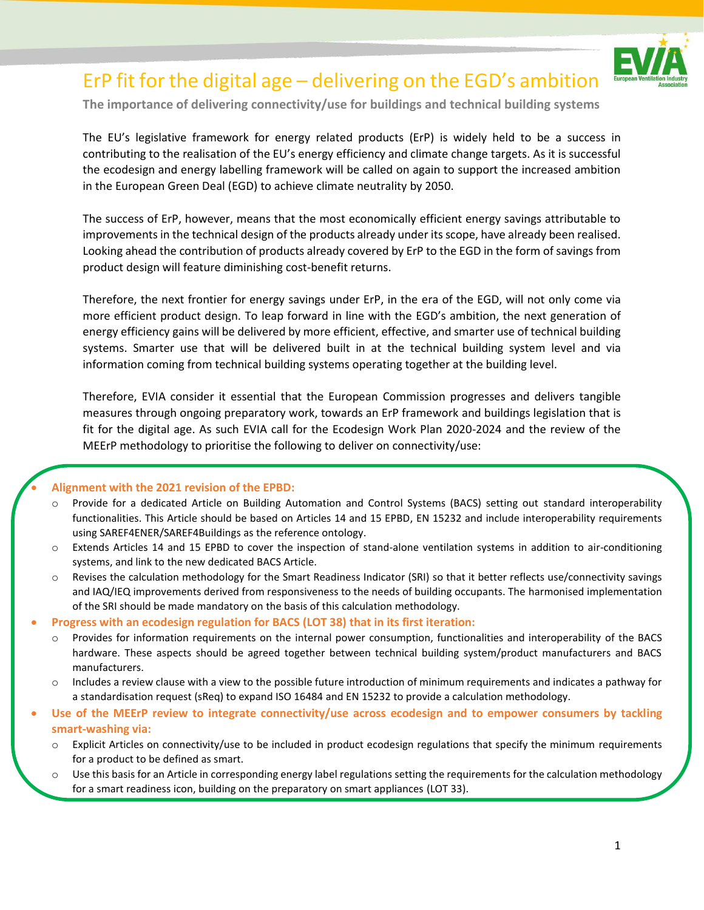# ErP fit for the digital age – delivering on the EGD's ambition

**The importance of delivering connectivity/use for buildings and technical building systems**

The EU's legislative framework for energy related products (ErP) is widely held to be a success in contributing to the realisation of the EU's energy efficiency and climate change targets. As it is successful the ecodesign and energy labelling framework will be called on again to support the increased ambition in the European Green Deal (EGD) to achieve climate neutrality by 2050.

The success of ErP, however, means that the most economically efficient energy savings attributable to improvements in the technical design of the products already under its scope, have already been realised. Looking ahead the contribution of products already covered by ErP to the EGD in the form of savings from product design will feature diminishing cost-benefit returns.

Therefore, the next frontier for energy savings under ErP, in the era of the EGD, will not only come via more efficient product design. To leap forward in line with the EGD's ambition, the next generation of energy efficiency gains will be delivered by more efficient, effective, and smarter use of technical building systems. Smarter use that will be delivered built in at the technical building system level and via information coming from technical building systems operating together at the building level.

Therefore, EVIA consider it essential that the European Commission progresses and delivers tangible measures through ongoing preparatory work, towards an ErP framework and buildings legislation that is fit for the digital age. As such EVIA call for the Ecodesign Work Plan 2020-2024 and the review of the MEErP methodology to prioritise the following to deliver on connectivity/use:

- **Alignment with the 2021 revision of the EPBD:**
  - Provide for a dedicated Article on Building Automation and Control Systems (BACS) setting out standard interoperability functionalities. This Article should be based on Articles 14 and 15 EPBD, EN 15232 and include interoperability requirements using SAREF4ENER/SAREF4Buildings as the reference ontology.
  - Extends Articles 14 and 15 EPBD to cover the inspection of stand-alone ventilation systems in addition to air-conditioning systems, and link to the new dedicated BACS Article.
  - Revises the calculation methodology for the Smart Readiness Indicator (SRI) so that it better reflects use/connectivity savings and IAQ/IEQ improvements derived from responsiveness to the needs of building occupants. The harmonised implementation of the SRI should be made mandatory on the basis of this calculation methodology.
- **Progress with an ecodesign regulation for BACS (LOT 38) that in its first iteration:**
  - Provides for information requirements on the internal power consumption, functionalities and interoperability of the BACS hardware. These aspects should be agreed together between technical building system/product manufacturers and BACS manufacturers.
  - Includes a review clause with a view to the possible future introduction of minimum requirements and indicates a pathway for a standardisation request (sReq) to expand ISO 16484 and EN 15232 to provide a calculation methodology.
- **Use of the MEErP review to integrate connectivity/use across ecodesign and to empower consumers by tackling smart-washing via:**
  - Explicit Articles on connectivity/use to be included in product ecodesign regulations that specify the minimum requirements for a product to be defined as smart.
  - Use this basis for an Article in corresponding energy label regulations setting the requirements for the calculation methodology for a smart readiness icon, building on the preparatory on smart appliances (LOT 33).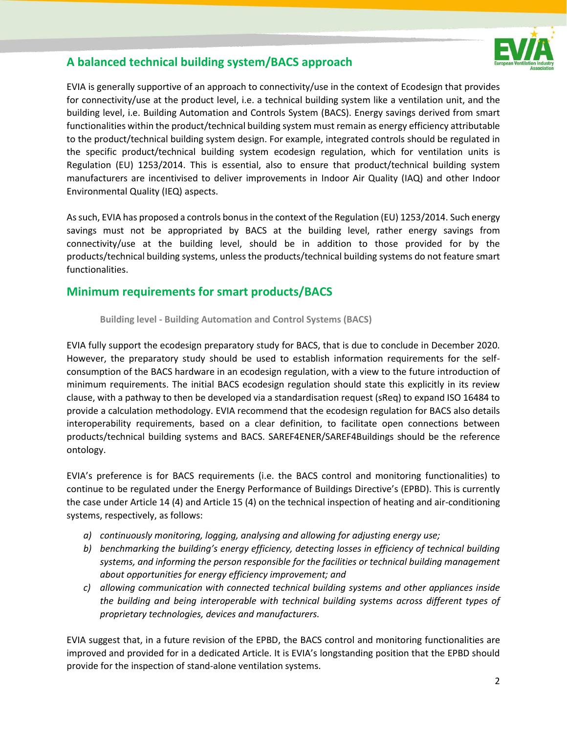## A balanced technical building system/BACS approach

EVIA is generally supportive of an approach to connectivity/use in the context of Ecodesign that provides for connectivity/use at the product level, i.e. a technical building system like a ventilation unit, and the building level, i.e. Building Automation and Controls System (BACS). Energy savings derived from smart functionalities within the product/technical building system must remain as energy efficiency attributable to the product/technical building system design. For example, integrated controls should be regulated in the specific product/technical building system ecodesign regulation, which for ventilation units is Regulation (EU) 1253/2014. This is essential, also to ensure that product/technical building system manufacturers are incentivised to deliver improvements in Indoor Air Quality (IAQ) and other Indoor Environmental Quality (IEQ) aspects.

As such, EVIA has proposed a controls bonus in the context of the Regulation (EU) 1253/2014. Such energy savings must not be appropriated by BACS at the building level, rather energy savings from connectivity/use at the building level, should be in addition to those provided for by the products/technical building systems, unless the products/technical building systems do not feature smart functionalities.

## Minimum requirements for smart products/BACS

### Building level - Building Automation and Control Systems (BACS)

EVIA fully support the ecodesign preparatory study for BACS, that is due to conclude in December 2020. However, the preparatory study should be used to establish information requirements for the self-consumption of the BACS hardware in an ecodesign regulation, with a view to the future introduction of minimum requirements. The initial BACS ecodesign regulation should state this explicitly in its review clause, with a pathway to then be developed via a standardisation request (sReq) to expand ISO 16484 to provide a calculation methodology. EVIA recommend that the ecodesign regulation for BACS also details interoperability requirements, based on a clear definition, to facilitate open connections between products/technical building systems and BACS. SAREF4ENER/SAREF4Buildings should be the reference ontology.

EVIA's preference is for BACS requirements (i.e. the BACS control and monitoring functionalities) to continue to be regulated under the Energy Performance of Buildings Directive's (EPBD). This is currently the case under Article 14 (4) and Article 15 (4) on the technical inspection of heating and air-conditioning systems, respectively, as follows:

a) *continuously monitoring, logging, analysing and allowing for adjusting energy use;*
b) *benchmarking the building's energy efficiency, detecting losses in efficiency of technical building systems, and informing the person responsible for the facilities or technical building management about opportunities for energy efficiency improvement; and*
c) *allowing communication with connected technical building systems and other appliances inside the building and being interoperable with technical building systems across different types of proprietary technologies, devices and manufacturers.*

EVIA suggest that, in a future revision of the EPBD, the BACS control and monitoring functionalities are improved and provided for in a dedicated Article. It is EVIA's longstanding position that the EPBD should provide for the inspection of stand-alone ventilation systems.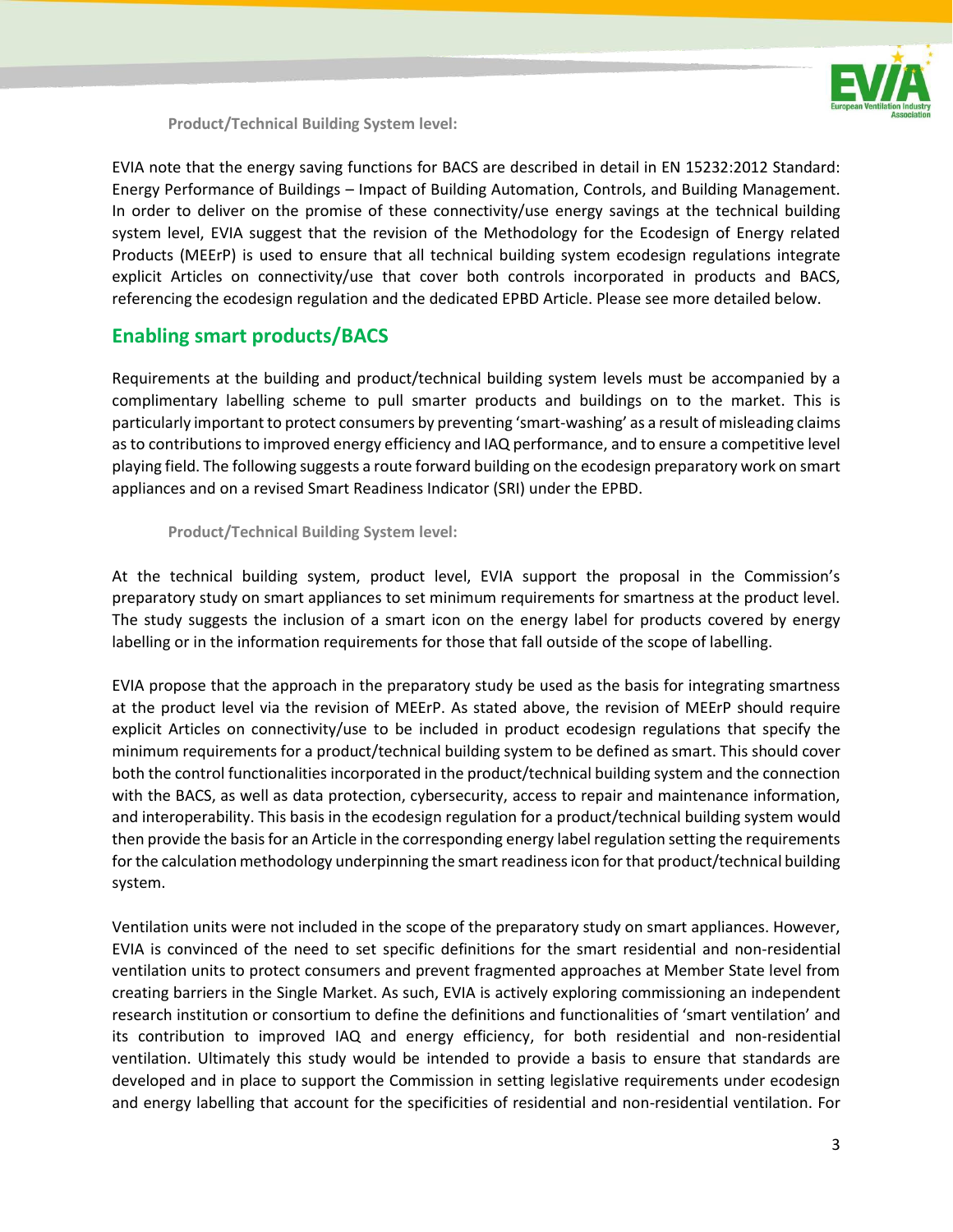**Product/Technical Building System level:**

EVIA note that the energy saving functions for BACS are described in detail in EN 15232:2012 Standard: Energy Performance of Buildings – Impact of Building Automation, Controls, and Building Management. In order to deliver on the promise of these connectivity/use energy savings at the technical building system level, EVIA suggest that the revision of the Methodology for the Ecodesign of Energy related Products (MEErP) is used to ensure that all technical building system ecodesign regulations integrate explicit Articles on connectivity/use that cover both controls incorporated in products and BACS, referencing the ecodesign regulation and the dedicated EPBD Article. Please see more detailed below.

## Enabling smart products/BACS

Requirements at the building and product/technical building system levels must be accompanied by a complimentary labelling scheme to pull smarter products and buildings on to the market. This is particularly important to protect consumers by preventing 'smart-washing' as a result of misleading claims as to contributions to improved energy efficiency and IAQ performance, and to ensure a competitive level playing field. The following suggests a route forward building on the ecodesign preparatory work on smart appliances and on a revised Smart Readiness Indicator (SRI) under the EPBD.

**Product/Technical Building System level:**

At the technical building system, product level, EVIA support the proposal in the Commission's preparatory study on smart appliances to set minimum requirements for smartness at the product level. The study suggests the inclusion of a smart icon on the energy label for products covered by energy labelling or in the information requirements for those that fall outside of the scope of labelling.

EVIA propose that the approach in the preparatory study be used as the basis for integrating smartness at the product level via the revision of MEErP. As stated above, the revision of MEErP should require explicit Articles on connectivity/use to be included in product ecodesign regulations that specify the minimum requirements for a product/technical building system to be defined as smart. This should cover both the control functionalities incorporated in the product/technical building system and the connection with the BACS, as well as data protection, cybersecurity, access to repair and maintenance information, and interoperability. This basis in the ecodesign regulation for a product/technical building system would then provide the basis for an Article in the corresponding energy label regulation setting the requirements for the calculation methodology underpinning the smart readiness icon for that product/technical building system.

Ventilation units were not included in the scope of the preparatory study on smart appliances. However, EVIA is convinced of the need to set specific definitions for the smart residential and non-residential ventilation units to protect consumers and prevent fragmented approaches at Member State level from creating barriers in the Single Market. As such, EVIA is actively exploring commissioning an independent research institution or consortium to define the definitions and functionalities of 'smart ventilation' and its contribution to improved IAQ and energy efficiency, for both residential and non-residential ventilation. Ultimately this study would be intended to provide a basis to ensure that standards are developed and in place to support the Commission in setting legislative requirements under ecodesign and energy labelling that account for the specificities of residential and non-residential ventilation. For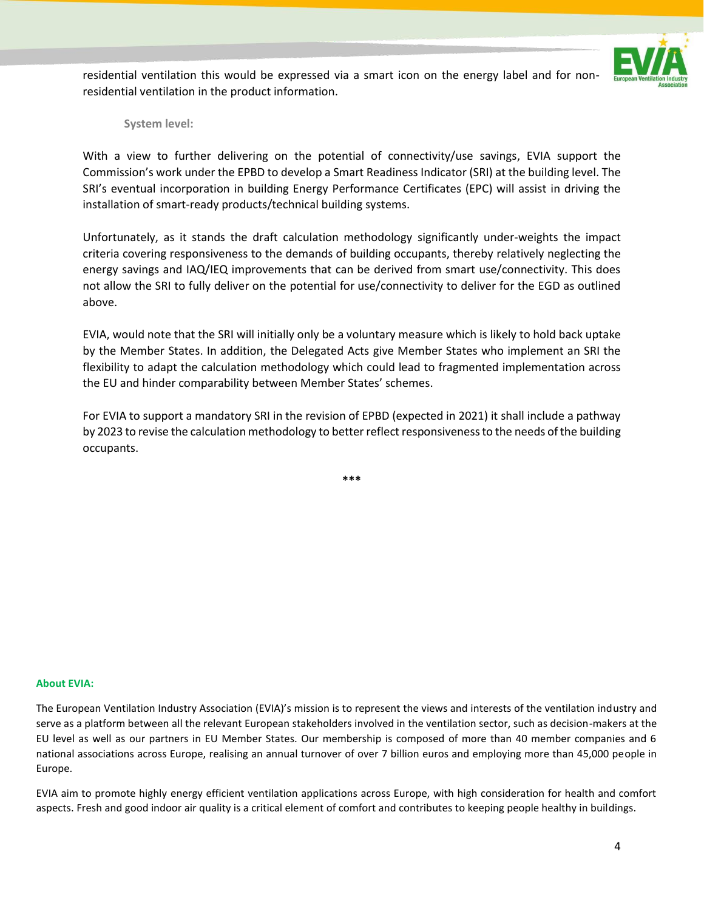residential ventilation this would be expressed via a smart icon on the energy label and for non-residential ventilation in the product information.

**System level:**

With a view to further delivering on the potential of connectivity/use savings, EVIA support the Commission's work under the EPBD to develop a Smart Readiness Indicator (SRI) at the building level. The SRI's eventual incorporation in building Energy Performance Certificates (EPC) will assist in driving the installation of smart-ready products/technical building systems.

Unfortunately, as it stands the draft calculation methodology significantly under-weights the impact criteria covering responsiveness to the demands of building occupants, thereby relatively neglecting the energy savings and IAQ/IEQ improvements that can be derived from smart use/connectivity. This does not allow the SRI to fully deliver on the potential for use/connectivity to deliver for the EGD as outlined above.

EVIA, would note that the SRI will initially only be a voluntary measure which is likely to hold back uptake by the Member States. In addition, the Delegated Acts give Member States who implement an SRI the flexibility to adapt the calculation methodology which could lead to fragmented implementation across the EU and hinder comparability between Member States' schemes.

For EVIA to support a mandatory SRI in the revision of EPBD (expected in 2021) it shall include a pathway by 2023 to revise the calculation methodology to better reflect responsiveness to the needs of the building occupants.

***

**About EVIA:**

The European Ventilation Industry Association (EVIA)'s mission is to represent the views and interests of the ventilation industry and serve as a platform between all the relevant European stakeholders involved in the ventilation sector, such as decision-makers at the EU level as well as our partners in EU Member States. Our membership is composed of more than 40 member companies and 6 national associations across Europe, realising an annual turnover of over 7 billion euros and employing more than 45,000 people in Europe.

EVIA aim to promote highly energy efficient ventilation applications across Europe, with high consideration for health and comfort aspects. Fresh and good indoor air quality is a critical element of comfort and contributes to keeping people healthy in buildings.